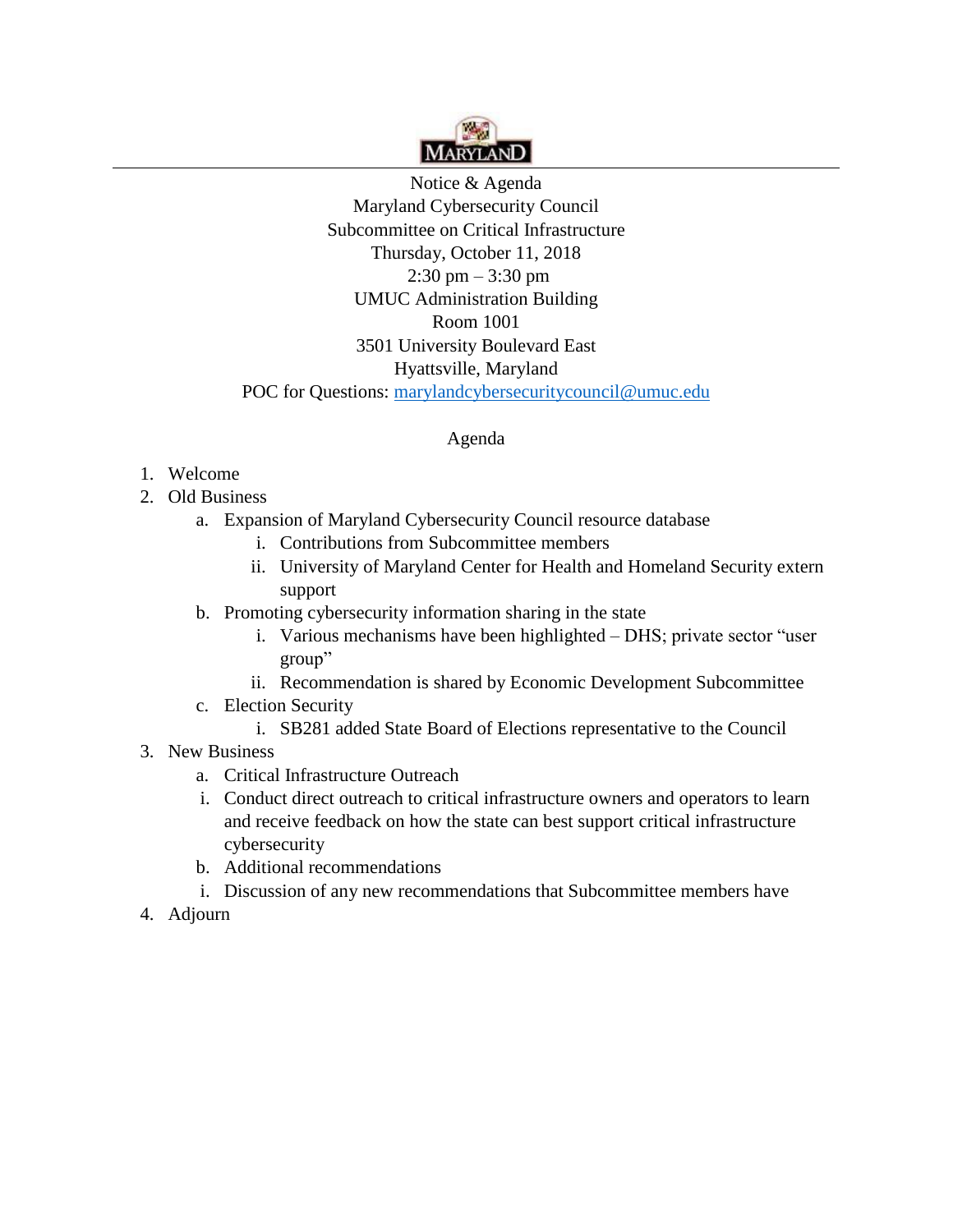MARYLAND

Notice & Agenda
Maryland Cybersecurity Council
Subcommittee on Critical Infrastructure
Thursday, October 11, 2018
2:30 pm – 3:30 pm
UMUC Administration Building
Room 1001
3501 University Boulevard East
Hyattsville, Maryland
POC for Questions: marylandcybersecuritycouncil@umuc.edu

Agenda

1. Welcome
2. Old Business
   a. Expansion of Maryland Cybersecurity Council resource database
      i. Contributions from Subcommittee members
      ii. University of Maryland Center for Health and Homeland Security extern support
   b. Promoting cybersecurity information sharing in the state
      i. Various mechanisms have been highlighted – DHS; private sector "user group"
      ii. Recommendation is shared by Economic Development Subcommittee
   c. Election Security
      i. SB281 added State Board of Elections representative to the Council
3. New Business
   a. Critical Infrastructure Outreach
   i. Conduct direct outreach to critical infrastructure owners and operators to learn and receive feedback on how the state can best support critical infrastructure cybersecurity
   b. Additional recommendations
   i. Discussion of any new recommendations that Subcommittee members have
4. Adjourn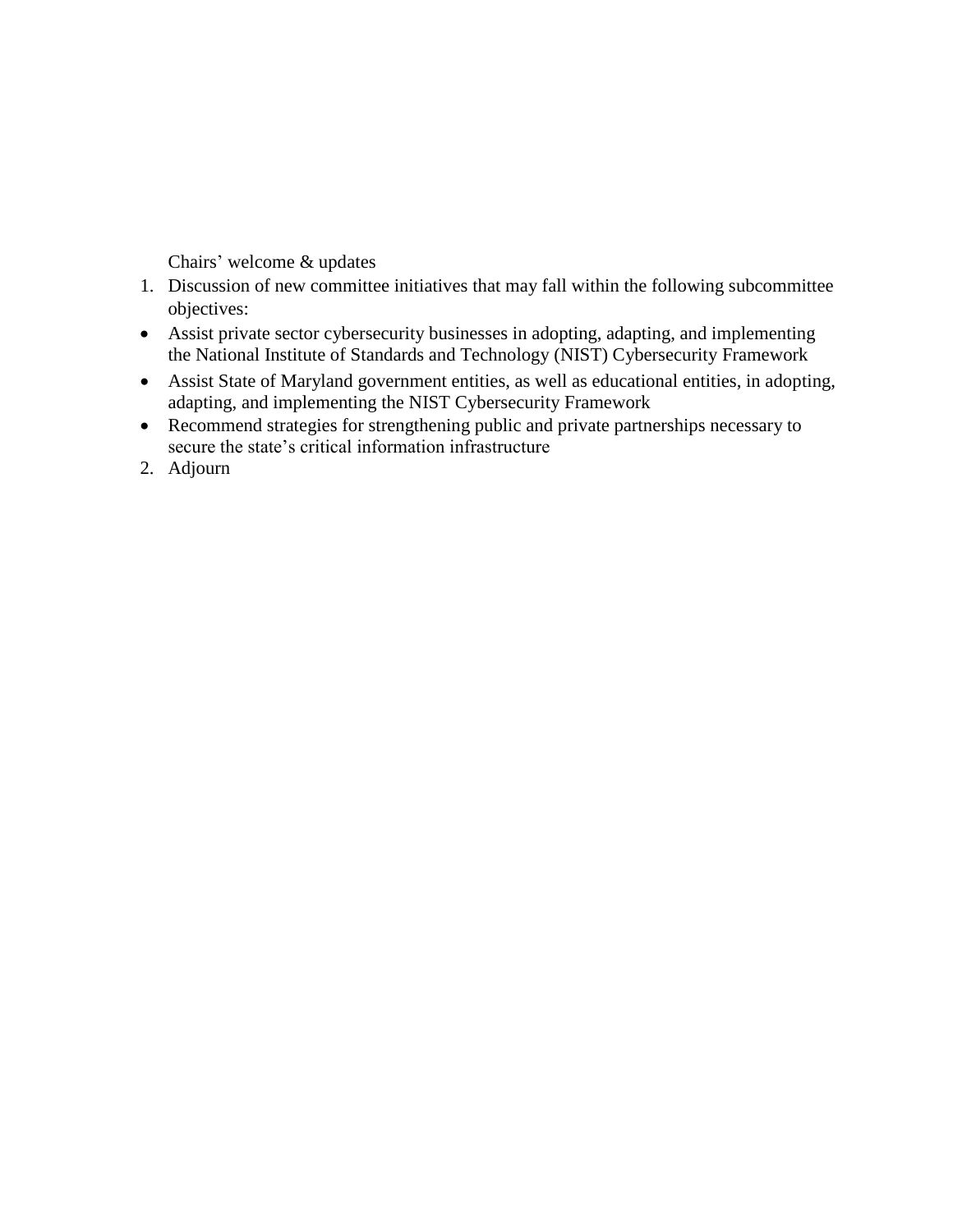Chairs' welcome & updates

1. Discussion of new committee initiatives that may fall within the following subcommittee objectives:

- Assist private sector cybersecurity businesses in adopting, adapting, and implementing the National Institute of Standards and Technology (NIST) Cybersecurity Framework
- Assist State of Maryland government entities, as well as educational entities, in adopting, adapting, and implementing the NIST Cybersecurity Framework
- Recommend strategies for strengthening public and private partnerships necessary to secure the state's critical information infrastructure

2. Adjourn